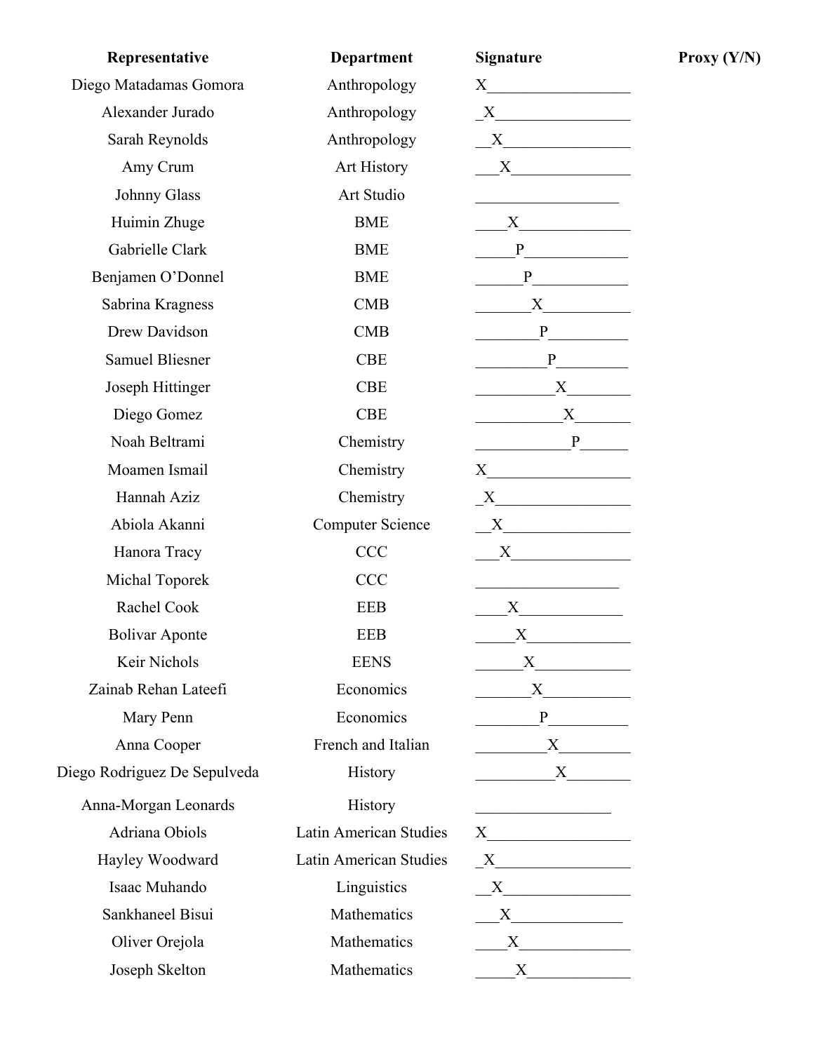| Representative | Department | Signature | Proxy (Y/N) |
|---|---|---|---|
| Diego Matadamas Gomora | Anthropology | X | |
| Alexander Jurado | Anthropology | X | |
| Sarah Reynolds | Anthropology | X | |
| Amy Crum | Art History | X | |
| Johnny Glass | Art Studio | | |
| Huimin Zhuge | BME | X | |
| Gabrielle Clark | BME | P | |
| Benjamen O'Donnel | BME | P | |
| Sabrina Kragness | CMB | X | |
| Drew Davidson | CMB | P | |
| Samuel Bliesner | CBE | P | |
| Joseph Hittinger | CBE | X | |
| Diego Gomez | CBE | X | |
| Noah Beltrami | Chemistry | P | |
| Moamen Ismail | Chemistry | X | |
| Hannah Aziz | Chemistry | X | |
| Abiola Akanni | Computer Science | X | |
| Hanora Tracy | CCC | X | |
| Michal Toporek | CCC | | |
| Rachel Cook | EEB | X | |
| Bolivar Aponte | EEB | X | |
| Keir Nichols | EENS | X | |
| Zainab Rehan Lateefi | Economics | X | |
| Mary Penn | Economics | P | |
| Anna Cooper | French and Italian | X | |
| Diego Rodriguez De Sepulveda | History | X | |
| Anna-Morgan Leonards | History | | |
| Adriana Obiols | Latin American Studies | X | |
| Hayley Woodward | Latin American Studies | X | |
| Isaac Muhando | Linguistics | X | |
| Sankhaneel Bisui | Mathematics | X | |
| Oliver Orejola | Mathematics | X | |
| Joseph Skelton | Mathematics | X | |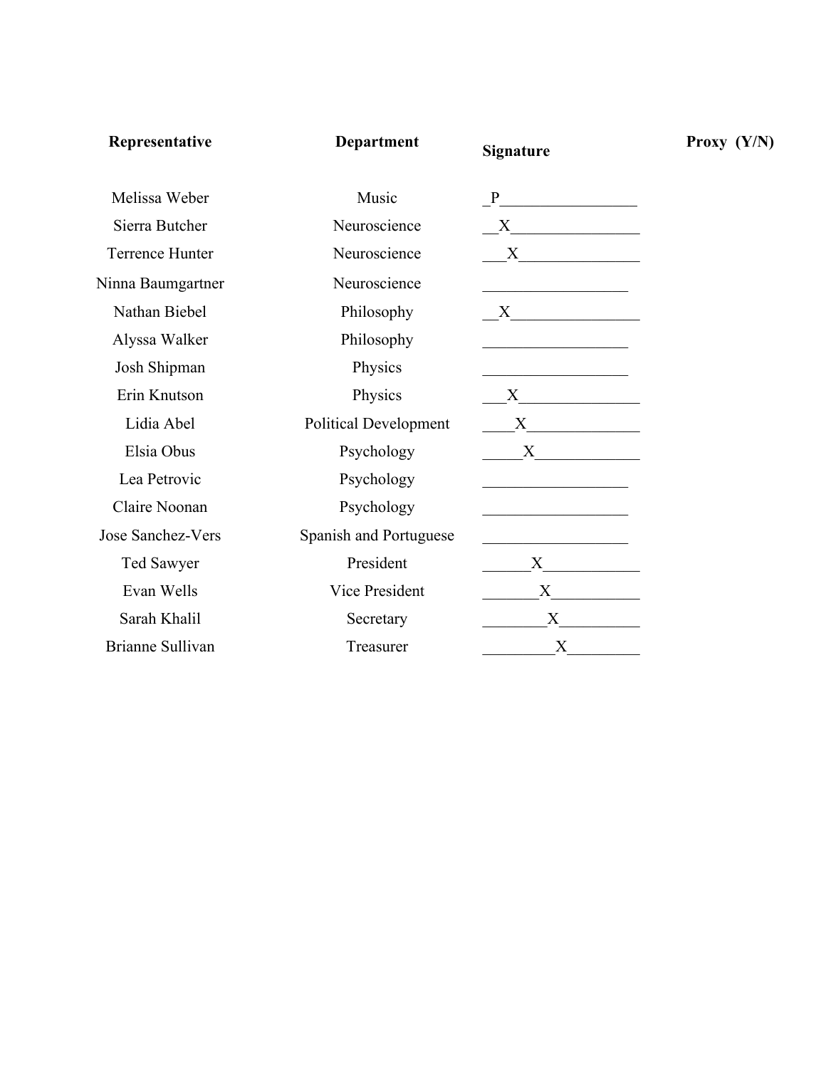| Representative | Department | Signature | Proxy (Y/N) |
| --- | --- | --- | --- |
| Melissa Weber | Music | P | |
| Sierra Butcher | Neuroscience | X | |
| Terrence Hunter | Neuroscience | X | |
| Ninna Baumgartner | Neuroscience | | |
| Nathan Biebel | Philosophy | X | |
| Alyssa Walker | Philosophy | | |
| Josh Shipman | Physics | | |
| Erin Knutson | Physics | X | |
| Lidia Abel | Political Development | X | |
| Elsia Obus | Psychology | X | |
| Lea Petrovic | Psychology | | |
| Claire Noonan | Psychology | | |
| Jose Sanchez-Vers | Spanish and Portuguese | | |
| Ted Sawyer | President | X | |
| Evan Wells | Vice President | X | |
| Sarah Khalil | Secretary | X | |
| Brianne Sullivan | Treasurer | X | |